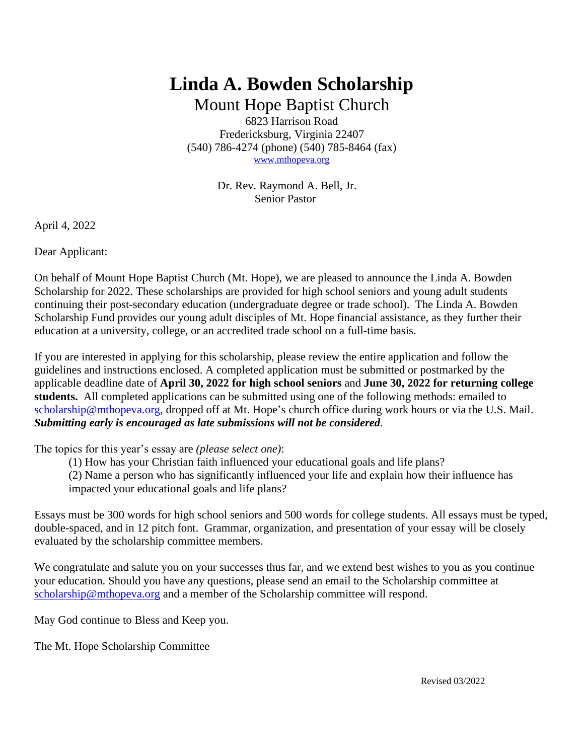# Linda A. Bowden Scholarship

## Mount Hope Baptist Church

6823 Harrison Road
Fredericksburg, Virginia 22407
(540) 786-4274 (phone) (540) 785-8464 (fax)
www.mthopeva.org

Dr. Rev. Raymond A. Bell, Jr.
Senior Pastor

April 4, 2022

Dear Applicant:

On behalf of Mount Hope Baptist Church (Mt. Hope), we are pleased to announce the Linda A. Bowden Scholarship for 2022. These scholarships are provided for high school seniors and young adult students continuing their post-secondary education (undergraduate degree or trade school). The Linda A. Bowden Scholarship Fund provides our young adult disciples of Mt. Hope financial assistance, as they further their education at a university, college, or an accredited trade school on a full-time basis.

If you are interested in applying for this scholarship, please review the entire application and follow the guidelines and instructions enclosed. A completed application must be submitted or postmarked by the applicable deadline date of **April 30, 2022 for high school seniors** and **June 30, 2022 for returning college students.** All completed applications can be submitted using one of the following methods: emailed to scholarship@mthopeva.org, dropped off at Mt. Hope's church office during work hours or via the U.S. Mail. ***Submitting early is encouraged as late submissions will not be considered***.

The topics for this year's essay are *(please select one)*:

(1) How has your Christian faith influenced your educational goals and life plans?
(2) Name a person who has significantly influenced your life and explain how their influence has impacted your educational goals and life plans?

Essays must be 300 words for high school seniors and 500 words for college students. All essays must be typed, double-spaced, and in 12 pitch font. Grammar, organization, and presentation of your essay will be closely evaluated by the scholarship committee members.

We congratulate and salute you on your successes thus far, and we extend best wishes to you as you continue your education. Should you have any questions, please send an email to the Scholarship committee at scholarship@mthopeva.org and a member of the Scholarship committee will respond.

May God continue to Bless and Keep you.

The Mt. Hope Scholarship Committee

Revised 03/2022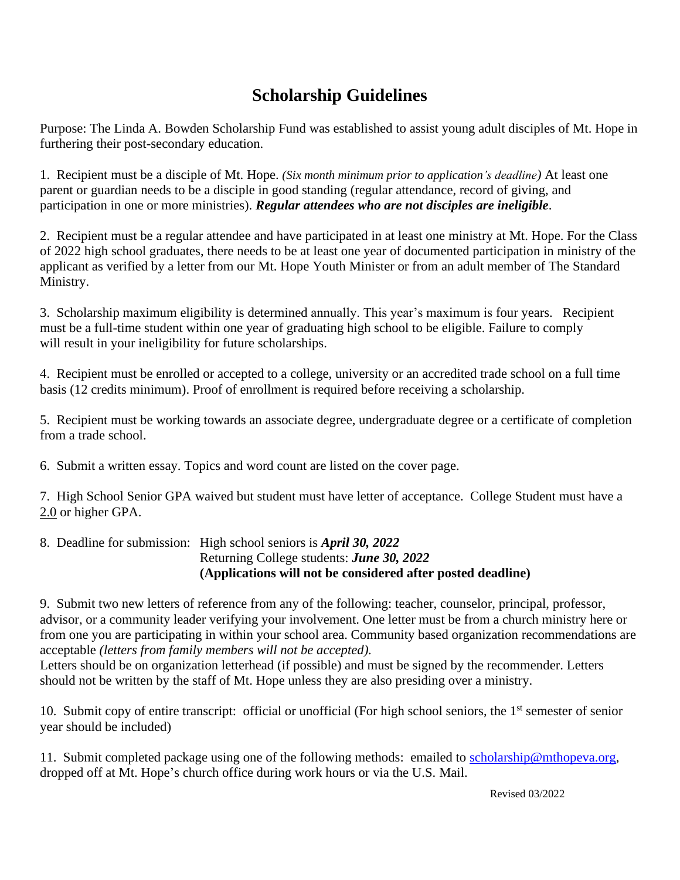# Scholarship Guidelines

Purpose: The Linda A. Bowden Scholarship Fund was established to assist young adult disciples of Mt. Hope in furthering their post-secondary education.

1. Recipient must be a disciple of Mt. Hope. *(Six month minimum prior to application's deadline)* At least one parent or guardian needs to be a disciple in good standing (regular attendance, record of giving, and participation in one or more ministries). ***Regular attendees who are not disciples are ineligible***.

2. Recipient must be a regular attendee and have participated in at least one ministry at Mt. Hope. For the Class of 2022 high school graduates, there needs to be at least one year of documented participation in ministry of the applicant as verified by a letter from our Mt. Hope Youth Minister or from an adult member of The Standard Ministry.

3. Scholarship maximum eligibility is determined annually. This year's maximum is four years. Recipient must be a full-time student within one year of graduating high school to be eligible. Failure to comply will result in your ineligibility for future scholarships.

4. Recipient must be enrolled or accepted to a college, university or an accredited trade school on a full time basis (12 credits minimum). Proof of enrollment is required before receiving a scholarship.

5. Recipient must be working towards an associate degree, undergraduate degree or a certificate of completion from a trade school.

6. Submit a written essay. Topics and word count are listed on the cover page.

7. High School Senior GPA waived but student must have letter of acceptance. College Student must have a 2.0 or higher GPA.

8. Deadline for submission: High school seniors is ***April 30, 2022***
   Returning College students: ***June 30, 2022***
   **(Applications will not be considered after posted deadline)**

9. Submit two new letters of reference from any of the following: teacher, counselor, principal, professor, advisor, or a community leader verifying your involvement. One letter must be from a church ministry here or from one you are participating in within your school area. Community based organization recommendations are acceptable *(letters from family members will not be accepted).*
   Letters should be on organization letterhead (if possible) and must be signed by the recommender. Letters should not be written by the staff of Mt. Hope unless they are also presiding over a ministry.

10. Submit copy of entire transcript: official or unofficial (For high school seniors, the 1st semester of senior year should be included)

11. Submit completed package using one of the following methods: emailed to scholarship@mthopeva.org, dropped off at Mt. Hope's church office during work hours or via the U.S. Mail.

Revised 03/2022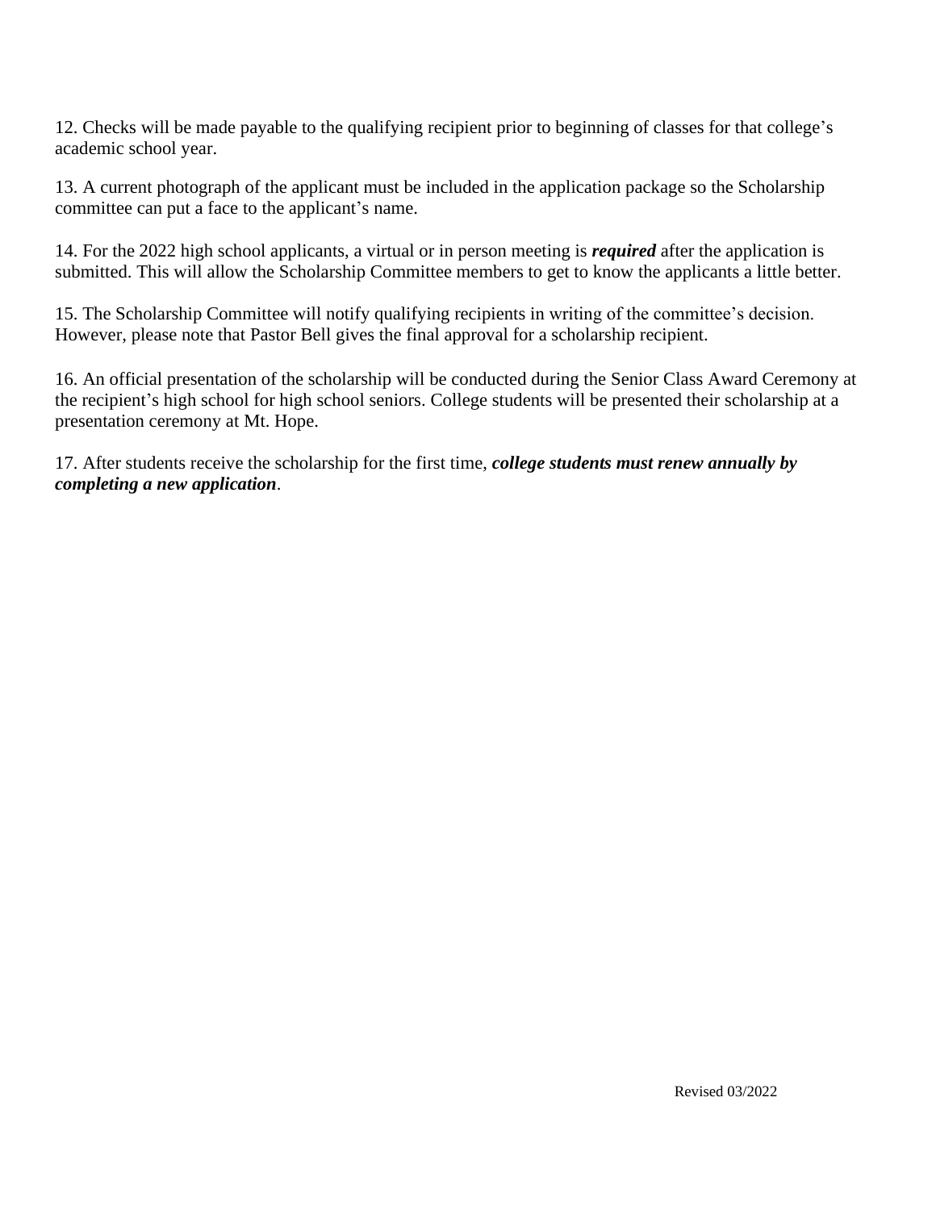12. Checks will be made payable to the qualifying recipient prior to beginning of classes for that college's academic school year.

13. A current photograph of the applicant must be included in the application package so the Scholarship committee can put a face to the applicant's name.

14. For the 2022 high school applicants, a virtual or in person meeting is ***required*** after the application is submitted. This will allow the Scholarship Committee members to get to know the applicants a little better.

15. The Scholarship Committee will notify qualifying recipients in writing of the committee's decision. However, please note that Pastor Bell gives the final approval for a scholarship recipient.

16. An official presentation of the scholarship will be conducted during the Senior Class Award Ceremony at the recipient's high school for high school seniors. College students will be presented their scholarship at a presentation ceremony at Mt. Hope.

17. After students receive the scholarship for the first time, ***college students must renew annually by completing a new application***.

Revised 03/2022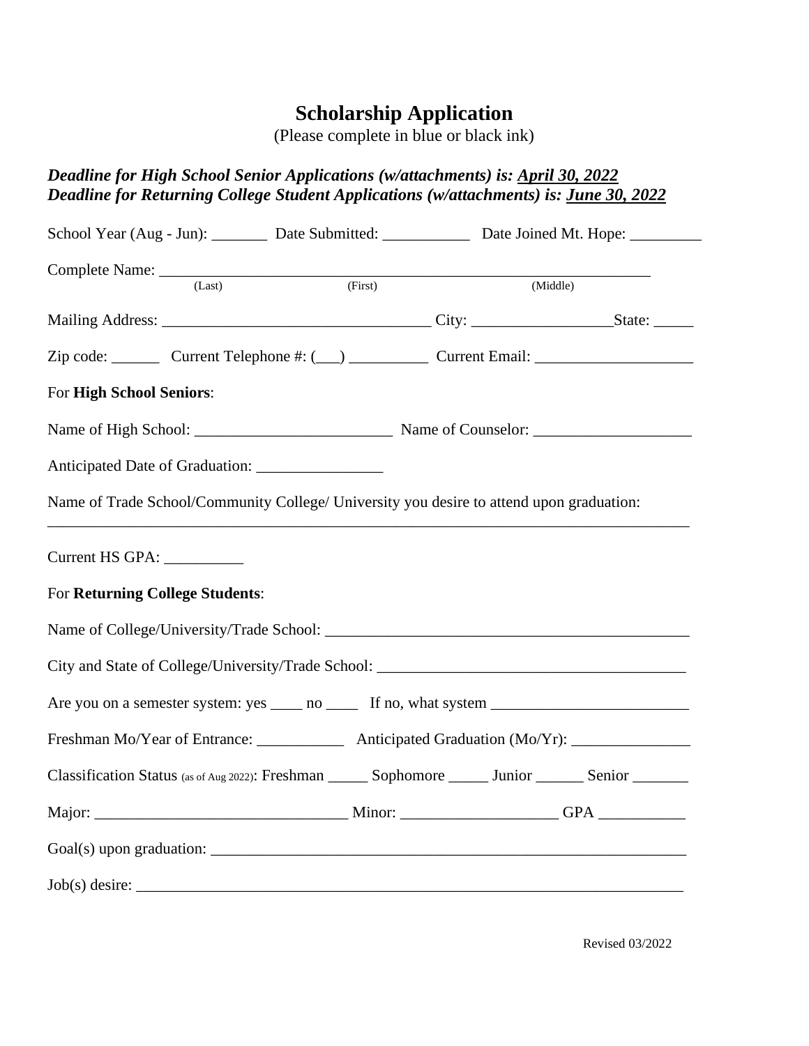# Scholarship Application

(Please complete in blue or black ink)

***Deadline for High School Senior Applications (w/attachments) is: <u>April 30, 2022</u>***
***Deadline for Returning College Student Applications (w/attachments) is: <u>June 30, 2022</u>***

School Year (Aug - Jun): _______ Date Submitted: ___________ Date Joined Mt. Hope: _________

Complete Name: ________________________________________________________________
(Last) (First) (Middle)

Mailing Address: _________________________________ City: _________________State: _____

Zip code: ______ Current Telephone #: (___) __________ Current Email: ___________________

For **High School Seniors**:

Name of High School: _________________________ Name of Counselor: ___________________

Anticipated Date of Graduation: ________________

Name of Trade School/Community College/ University you desire to attend upon graduation:
_____________________________________________________________________________

Current HS GPA: __________

For **Returning College Students**:

Name of College/University/Trade School: _______________________________________________

City and State of College/University/Trade School: ______________________________________

Are you on a semester system: yes ____ no ____ If no, what system ________________________

Freshman Mo/Year of Entrance: ___________ Anticipated Graduation (Mo/Yr): _______________

Classification Status (as of Aug 2022): Freshman _____ Sophomore _____ Junior ______ Senior _______

Major: _______________________________ Minor: ___________________ GPA ___________

Goal(s) upon graduation: ___________________________________________________________

Job(s) desire: ____________________________________________________________________

Revised 03/2022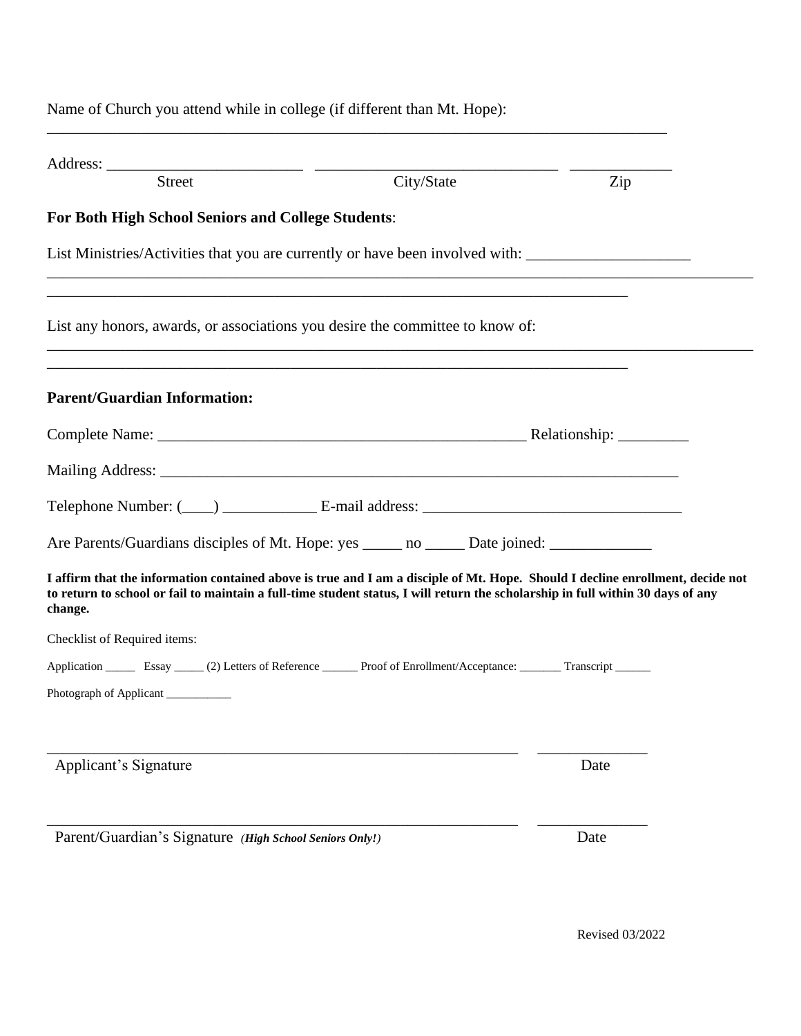Name of Church you attend while in college (if different than Mt. Hope):

_______________________________________________________________________________

Address: _________________________ ______________________________ _____________
Street City/State Zip

**For Both High School Seniors and College Students**:

List Ministries/Activities that you are currently or have been involved with: _____________________
___________________________________________________________________________________________
__________________________________________________________________________

List any honors, awards, or associations you desire the committee to know of:
___________________________________________________________________________________________
__________________________________________________________________________

**Parent/Guardian Information:**

Complete Name: ________________________________________________ Relationship: _________

Mailing Address: ____________________________________________________________________

Telephone Number: (____) ____________ E-mail address: _________________________________

Are Parents/Guardians disciples of Mt. Hope: yes _____ no _____ Date joined: _____________

**I affirm that the information contained above is true and I am a disciple of Mt. Hope. Should I decline enrollment, decide not to return to school or fail to maintain a full-time student status, I will return the scholarship in full within 30 days of any change.**

Checklist of Required items:

Application _____ Essay _____ (2) Letters of Reference ______ Proof of Enrollment/Acceptance: _______ Transcript ______

Photograph of Applicant ___________

______________________________________________________________ ______________
Applicant's Signature Date

______________________________________________________________ ______________
Parent/Guardian's Signature ***(High School Seniors Only!)*** Date

Revised 03/2022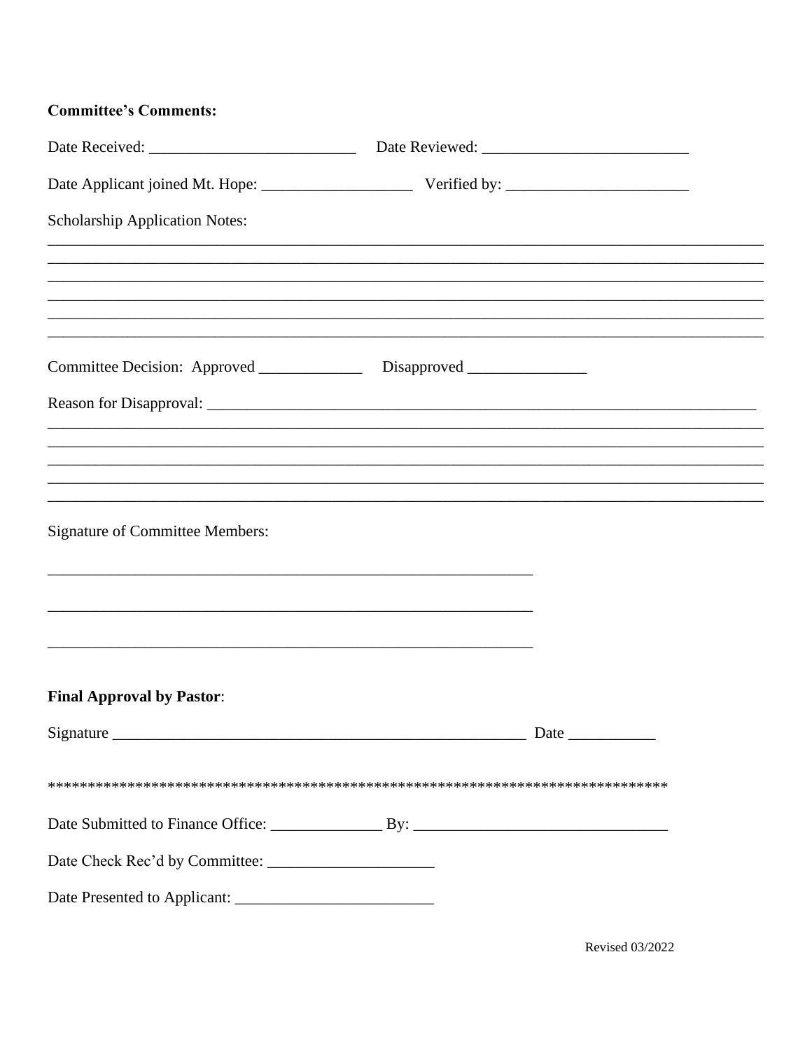**Committee's Comments:**

Date Received: __________________________ Date Reviewed: __________________________

Date Applicant joined Mt. Hope: ___________________ Verified by: _______________________

Scholarship Application Notes:

_____________________________________________________________________________________________
_____________________________________________________________________________________________
_____________________________________________________________________________________________
_____________________________________________________________________________________________
_____________________________________________________________________________________________
_____________________________________________________________________________________________

Committee Decision: Approved _____________ Disapproved _______________

Reason for Disapproval: ___________________________________________________________________________
_____________________________________________________________________________________________
_____________________________________________________________________________________________
_____________________________________________________________________________________________
_____________________________________________________________________________________________
_____________________________________________________________________________________________

Signature of Committee Members:

______________________________________________________________

______________________________________________________________

______________________________________________________________

**Final Approval by Pastor**:

Signature _____________________________________________________ Date ___________

*******************************************************************************

Date Submitted to Finance Office: ______________ By: ________________________________

Date Check Rec'd by Committee: _____________________

Date Presented to Applicant: _________________________

Revised 03/2022